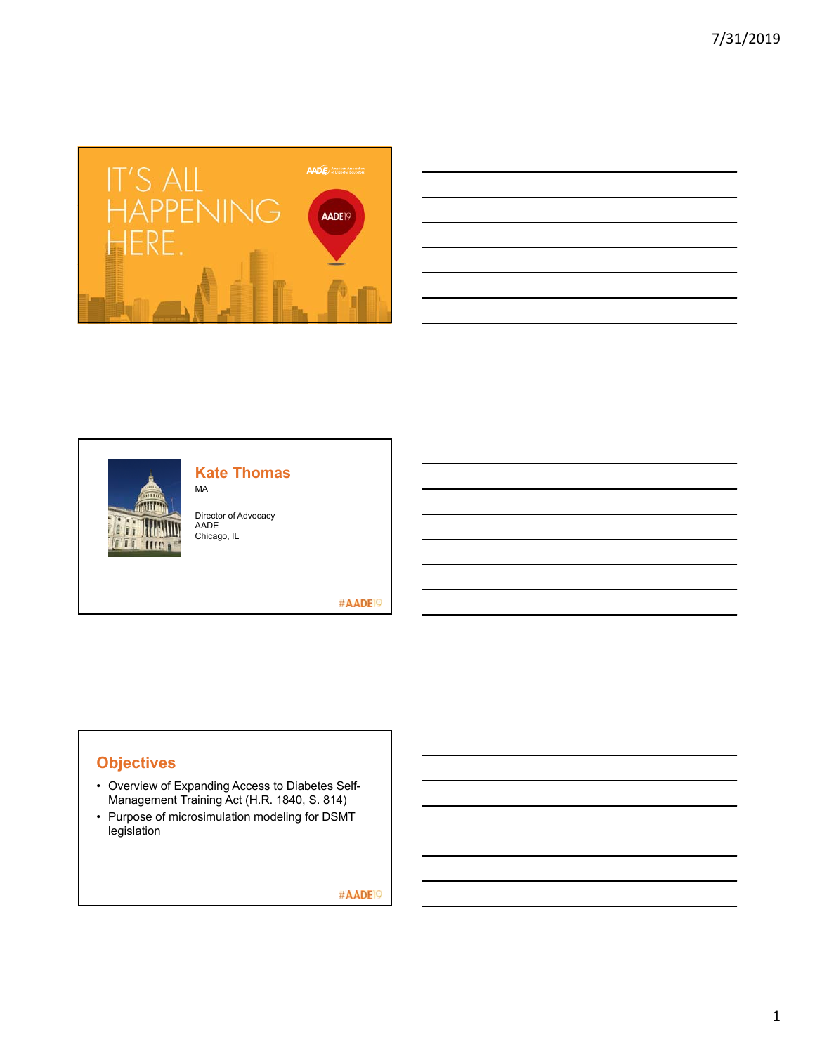IT'S ALL HAPPENING HERE.

AADE19

## Kate Thomas

MA

Director of Advocacy
AADE
Chicago, IL

#AADE19

## Objectives

- Overview of Expanding Access to Diabetes Self-Management Training Act (H.R. 1840, S. 814)
- Purpose of microsimulation modeling for DSMT legislation

#AADE19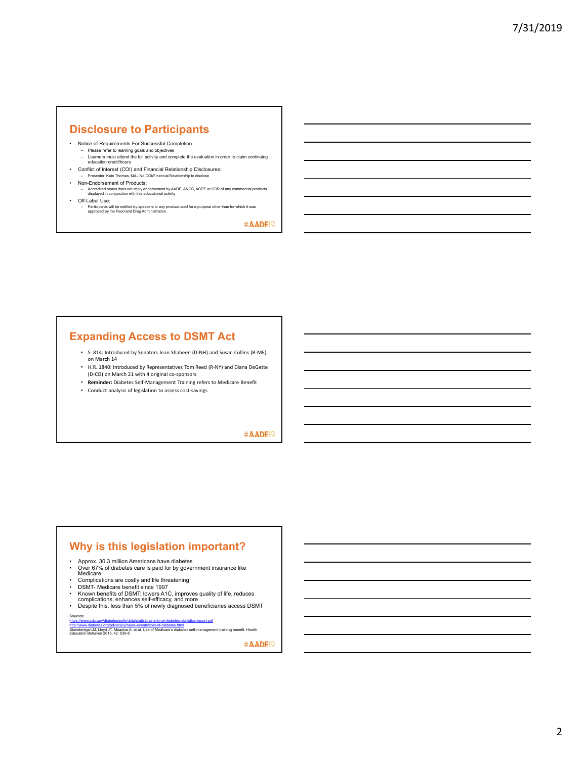## Disclosure to Participants

- Notice of Requirements For Successful Completion
  - Please refer to learning goals and objectives
  - Learners must attend the full activity and complete the evaluation in order to claim continuing education credit/hours
- Conflict of Interest (COI) and Financial Relationship Disclosures:
  - Presenter: Kate Thomas, MA– No COI/Financial Relationship to disclose
- Non-Endorsement of Products:
  - Accredited status does not imply endorsement by AADE, ANCC, ACPE or CDR of any commercial products displayed in conjunction with this educational activity
- Off-Label Use:
  - Participants will be notified by speakers to any product used for a purpose other than for which it was approved by the Food and Drug Administration.

#AADE19

## Expanding Access to DSMT Act

- S. 814: Introduced by Senators Jean Shaheen (D-NH) and Susan Collins (R-ME) on March 14
- H.R. 1840: Introduced by Representatives Tom Reed (R-NY) and Diana DeGette (D-CO) on March 21 with 4 original co-sponsors
- **Reminder:** Diabetes Self-Management Training refers to Medicare Benefit
- Conduct analysis of legislation to assess cost-savings

#AADE19

## Why is this legislation important?

- Approx. 30.3 million Americans have diabetes
- Over 67% of diabetes care is paid for by government insurance like Medicare
- Complications are costly and life threatening
- DSMT- Medicare benefit since 1997
- Known benefits of DSMT: lowers A1C, improves quality of life, reduces complications, enhances self-efficacy, and more
- Despite this, less than 5% of newly diagnosed beneficiaries access DSMT

Sources:
https://www.cdc.gov/diabetes/pdfs/data/statistics/national-diabetes-statistics-report.pdf
http://www.diabetes.org/advocacy/news-events/cost-of-diabetes.html
Strawbridge LM, Lloyd JT, Meadow A, et al. Use of Medicare's diabetes self-management training benefit. *Health Education Behavior* 2015; 42: 530-8

#AADE19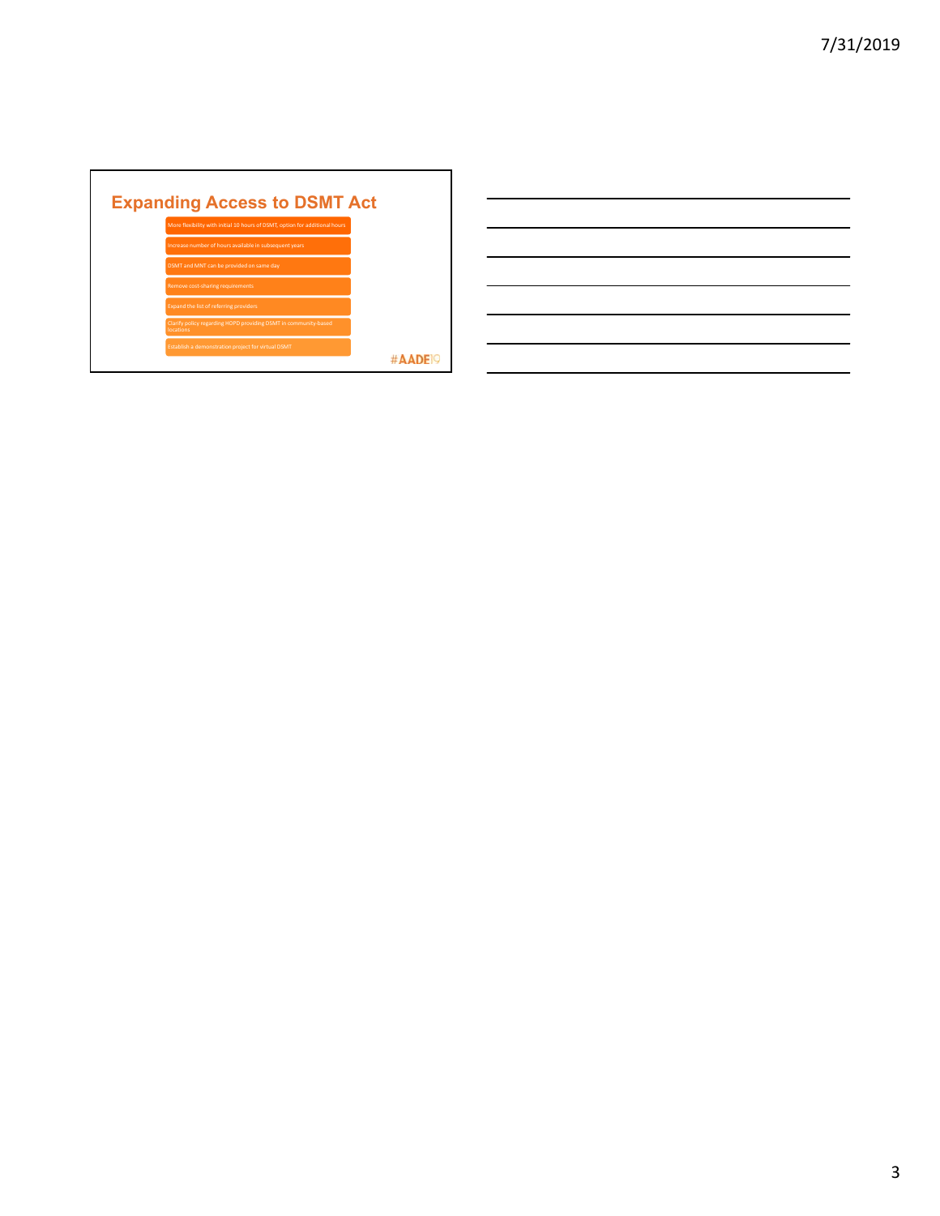## Expanding Access to DSMT Act

- More flexibility with initial 10 hours of DSMT, option for additional hours
- Increase number of hours available in subsequent years
- DSMT and MNT can be provided on same day
- Remove cost-sharing requirements
- Expand the list of referring providers
- Clarify policy regarding HOPD providing DSMT in community-based locations
- Establish a demonstration project for virtual DSMT

#AADE19